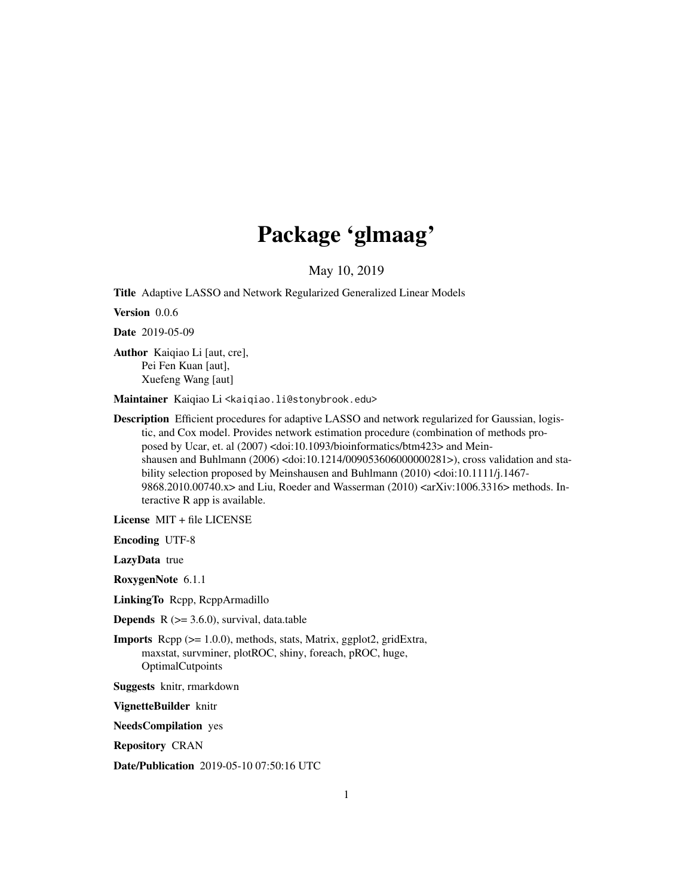# Package 'glmaag'

May 10, 2019

**Title** Adaptive LASSO and Network Regularized Generalized Linear Models

**Version** 0.0.6

**Date** 2019-05-09

**Author** Kaiqiao Li [aut, cre],
Pei Fen Kuan [aut],
Xuefeng Wang [aut]

**Maintainer** Kaiqiao Li <kaiqiao.li@stonybrook.edu>

**Description** Efficient procedures for adaptive LASSO and network regularized for Gaussian, logistic, and Cox model. Provides network estimation procedure (combination of methods proposed by Ucar, et. al (2007) <doi:10.1093/bioinformatics/btm423> and Meinshausen and Buhlmann (2006) <doi:10.1214/009053606000000281>), cross validation and stability selection proposed by Meinshausen and Buhlmann (2010) <doi:10.1111/j.1467-9868.2010.00740.x> and Liu, Roeder and Wasserman (2010) <arXiv:1006.3316> methods. Interactive R app is available.

**License** MIT + file LICENSE

**Encoding** UTF-8

**LazyData** true

**RoxygenNote** 6.1.1

**LinkingTo** Rcpp, RcppArmadillo

**Depends** R (>= 3.6.0), survival, data.table

**Imports** Rcpp (>= 1.0.0), methods, stats, Matrix, ggplot2, gridExtra, maxstat, survminer, plotROC, shiny, foreach, pROC, huge, OptimalCutpoints

**Suggests** knitr, rmarkdown

**VignetteBuilder** knitr

**NeedsCompilation** yes

**Repository** CRAN

**Date/Publication** 2019-05-10 07:50:16 UTC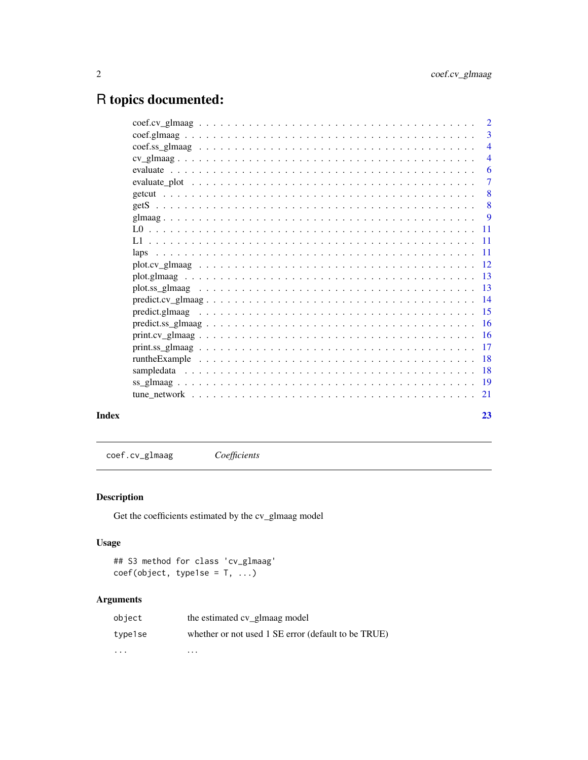# R topics documented:

| | |
|---|---|
| coef.cv_glmaag | 2 |
| coef.glmaag | 3 |
| coef.ss_glmaag | 4 |
| cv_glmaag | 4 |
| evaluate | 6 |
| evaluate_plot | 7 |
| getcut | 8 |
| getS | 8 |
| glmaag | 9 |
| L0 | 11 |
| L1 | 11 |
| laps | 11 |
| plot.cv_glmaag | 12 |
| plot.glmaag | 13 |
| plot.ss_glmaag | 13 |
| predict.cv_glmaag | 14 |
| predict.glmaag | 15 |
| predict.ss_glmaag | 16 |
| print.cv_glmaag | 16 |
| print.ss_glmaag | 17 |
| runtheExample | 18 |
| sampledata | 18 |
| ss_glmaag | 19 |
| tune_network | 21 |

**Index** **23**

---

`coef.cv_glmaag` *Coefficients*

---

## Description

Get the coefficients estimated by the cv_glmaag model

## Usage

```
## S3 method for class 'cv_glmaag'
coef(object, type1se = T, ...)
```

## Arguments

| | |
|---|---|
| `object` | the estimated cv_glmaag model |
| `type1se` | whether or not used 1 SE error (default to be TRUE) |
| `...` | ... |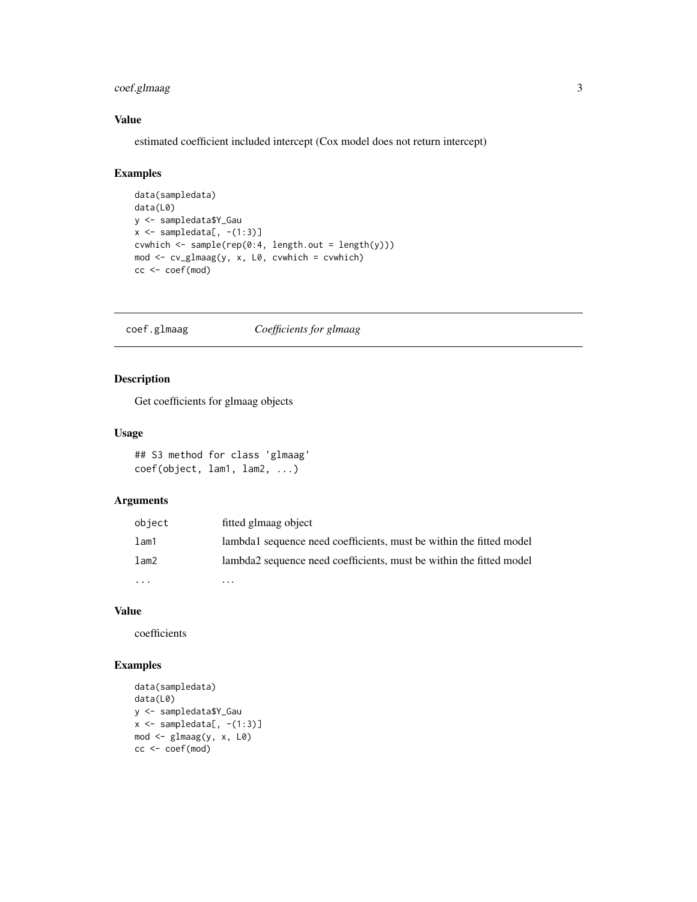### Value

estimated coefficient included intercept (Cox model does not return intercept)

### Examples

```
data(sampledata)
data(L0)
y <- sampledata$Y_Gau
x <- sampledata[, -(1:3)]
cvwhich <- sample(rep(0:4, length.out = length(y)))
mod <- cv_glmaag(y, x, L0, cvwhich = cvwhich)
cc <- coef(mod)
```

---

## coef.glmaag — *Coefficients for glmaag*

### Description

Get coefficients for glmaag objects

### Usage

```
## S3 method for class 'glmaag'
coef(object, lam1, lam2, ...)
```

### Arguments

| | |
|---|---|
| `object` | fitted glmaag object |
| `lam1` | lambda1 sequence need coefficients, must be within the fitted model |
| `lam2` | lambda2 sequence need coefficients, must be within the fitted model |
| `...` | ... |

### Value

coefficients

### Examples

```
data(sampledata)
data(L0)
y <- sampledata$Y_Gau
x <- sampledata[, -(1:3)]
mod <- glmaag(y, x, L0)
cc <- coef(mod)
```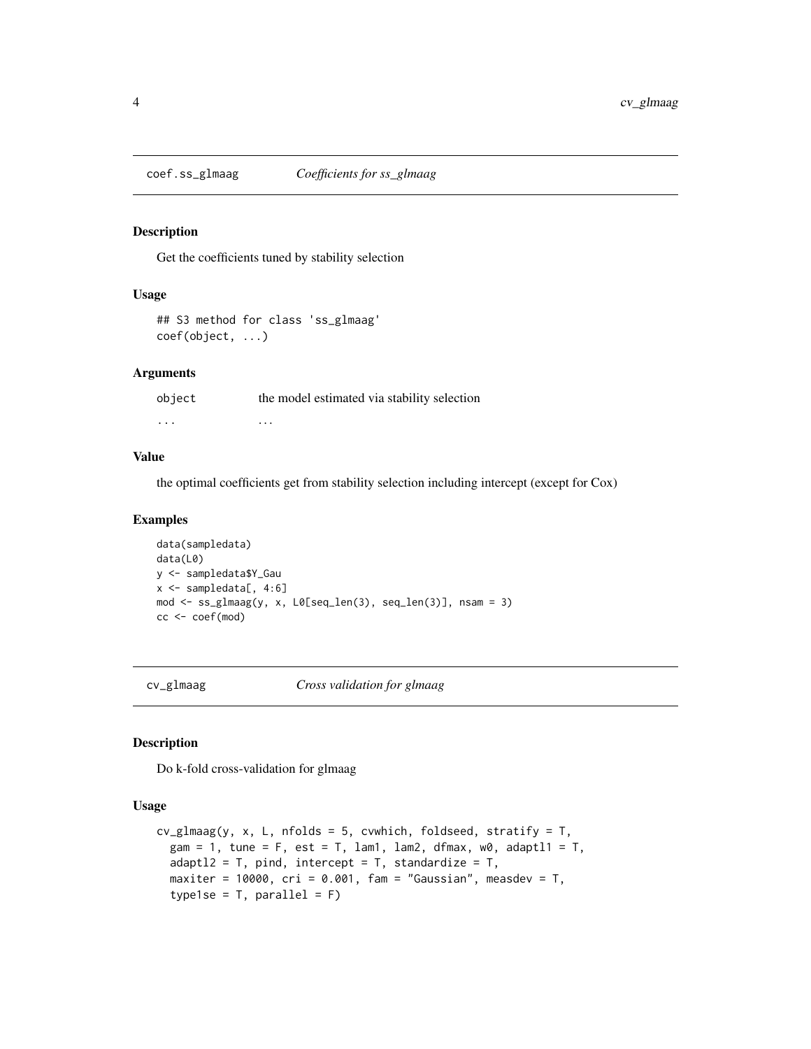## coef.ss_glmaag — *Coefficients for ss_glmaag*

### Description

Get the coefficients tuned by stability selection

### Usage

```
## S3 method for class 'ss_glmaag'
coef(object, ...)
```

### Arguments

| | |
|---|---|
| object | the model estimated via stability selection |
| ... | ... |

### Value

the optimal coefficients get from stability selection including intercept (except for Cox)

### Examples

```
data(sampledata)
data(L0)
y <- sampledata$Y_Gau
x <- sampledata[, 4:6]
mod <- ss_glmaag(y, x, L0[seq_len(3), seq_len(3)], nsam = 3)
cc <- coef(mod)
```

## cv_glmaag — *Cross validation for glmaag*

### Description

Do k-fold cross-validation for glmaag

### Usage

```
cv_glmaag(y, x, L, nfolds = 5, cvwhich, foldseed, stratify = T,
  gam = 1, tune = F, est = T, lam1, lam2, dfmax, w0, adaptl1 = T,
  adaptl2 = T, pind, intercept = T, standardize = T,
  maxiter = 10000, cri = 0.001, fam = "Gaussian", measdev = T,
  type1se = T, parallel = F)
```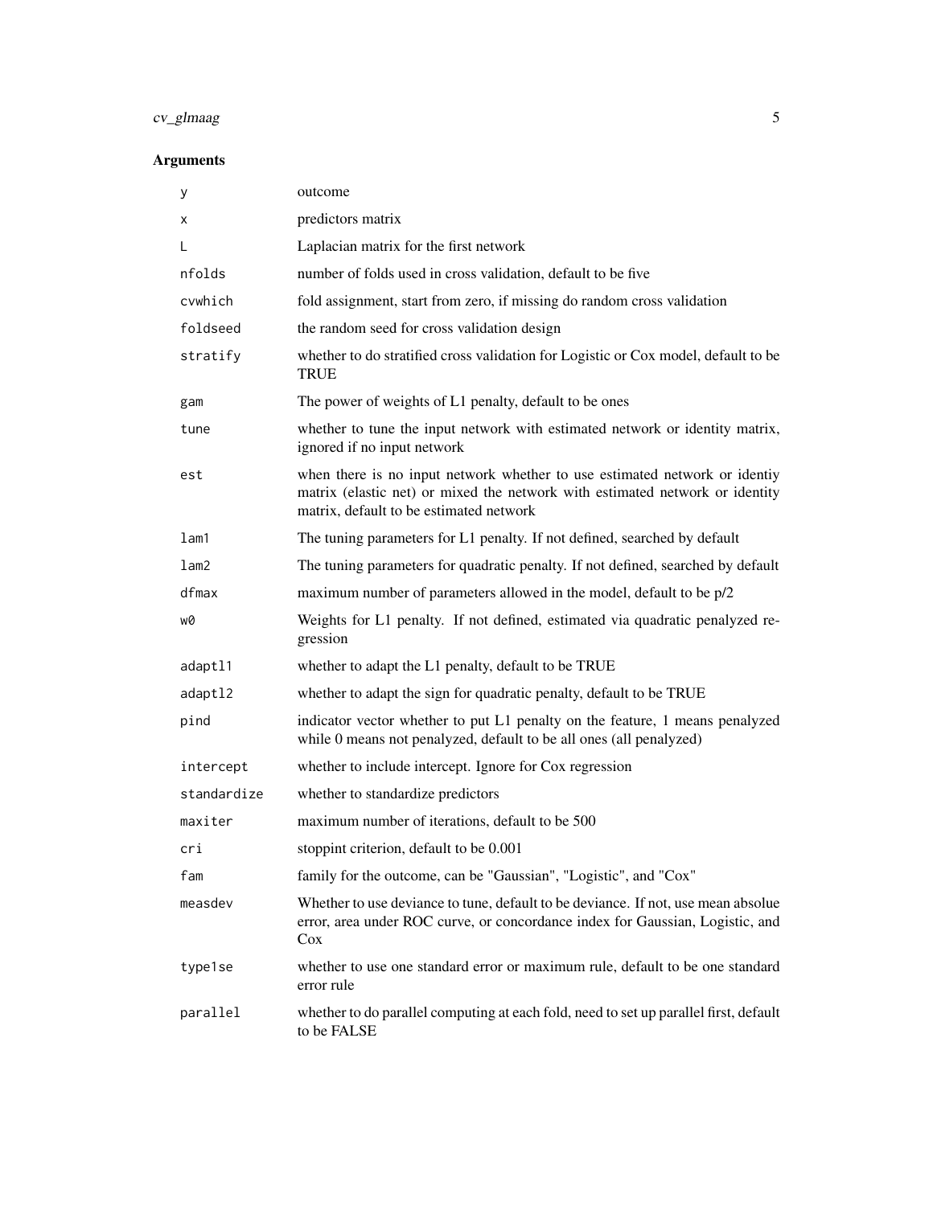## Arguments

| | |
|---|---|
| `y` | outcome |
| `x` | predictors matrix |
| `L` | Laplacian matrix for the first network |
| `nfolds` | number of folds used in cross validation, default to be five |
| `cvwhich` | fold assignment, start from zero, if missing do random cross validation |
| `foldseed` | the random seed for cross validation design |
| `stratify` | whether to do stratified cross validation for Logistic or Cox model, default to be TRUE |
| `gam` | The power of weights of L1 penalty, default to be ones |
| `tune` | whether to tune the input network with estimated network or identity matrix, ignored if no input network |
| `est` | when there is no input network whether to use estimated network or identiy matrix (elastic net) or mixed the network with estimated network or identity matrix, default to be estimated network |
| `lam1` | The tuning parameters for L1 penalty. If not defined, searched by default |
| `lam2` | The tuning parameters for quadratic penalty. If not defined, searched by default |
| `dfmax` | maximum number of parameters allowed in the model, default to be p/2 |
| `w0` | Weights for L1 penalty. If not defined, estimated via quadratic penalyzed regression |
| `adaptl1` | whether to adapt the L1 penalty, default to be TRUE |
| `adaptl2` | whether to adapt the sign for quadratic penalty, default to be TRUE |
| `pind` | indicator vector whether to put L1 penalty on the feature, 1 means penalyzed while 0 means not penalyzed, default to be all ones (all penalyzed) |
| `intercept` | whether to include intercept. Ignore for Cox regression |
| `standardize` | whether to standardize predictors |
| `maxiter` | maximum number of iterations, default to be 500 |
| `cri` | stoppint criterion, default to be 0.001 |
| `fam` | family for the outcome, can be "Gaussian", "Logistic", and "Cox" |
| `measdev` | Whether to use deviance to tune, default to be deviance. If not, use mean absolue error, area under ROC curve, or concordance index for Gaussian, Logistic, and Cox |
| `type1se` | whether to use one standard error or maximum rule, default to be one standard error rule |
| `parallel` | whether to do parallel computing at each fold, need to set up parallel first, default to be FALSE |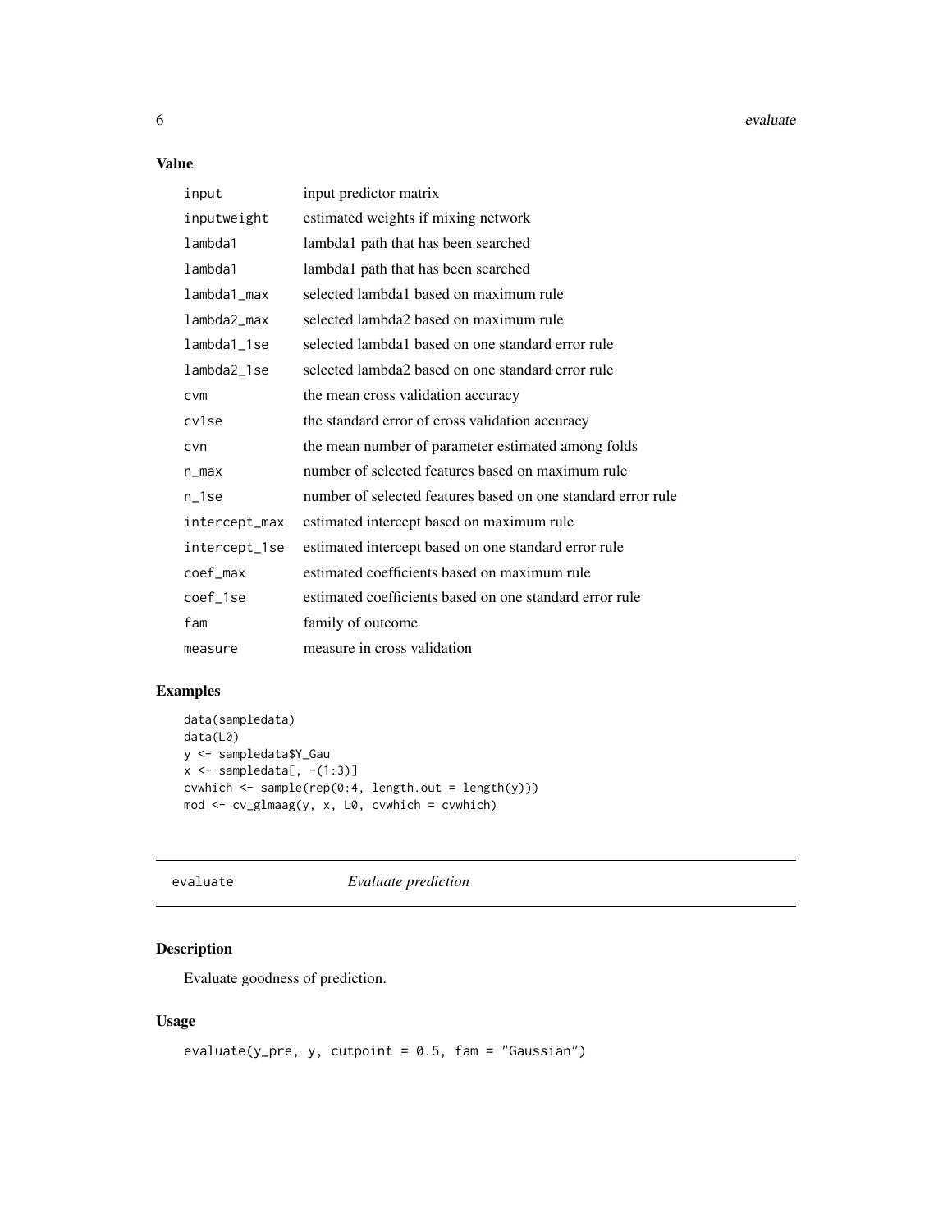## Value

| | |
|---|---|
| `input` | input predictor matrix |
| `inputweight` | estimated weights if mixing network |
| `lambda1` | lambda1 path that has been searched |
| `lambda1` | lambda1 path that has been searched |
| `lambda1_max` | selected lambda1 based on maximum rule |
| `lambda2_max` | selected lambda2 based on maximum rule |
| `lambda1_1se` | selected lambda1 based on one standard error rule |
| `lambda2_1se` | selected lambda2 based on one standard error rule |
| `cvm` | the mean cross validation accuracy |
| `cv1se` | the standard error of cross validation accuracy |
| `cvn` | the mean number of parameter estimated among folds |
| `n_max` | number of selected features based on maximum rule |
| `n_1se` | number of selected features based on one standard error rule |
| `intercept_max` | estimated intercept based on maximum rule |
| `intercept_1se` | estimated intercept based on one standard error rule |
| `coef_max` | estimated coefficients based on maximum rule |
| `coef_1se` | estimated coefficients based on one standard error rule |
| `fam` | family of outcome |
| `measure` | measure in cross validation |

## Examples

```
data(sampledata)
data(L0)
y <- sampledata$Y_Gau
x <- sampledata[, -(1:3)]
cvwhich <- sample(rep(0:4, length.out = length(y)))
mod <- cv_glmaag(y, x, L0, cvwhich = cvwhich)
```

---

# evaluate — *Evaluate prediction*

---

## Description

Evaluate goodness of prediction.

## Usage

```
evaluate(y_pre, y, cutpoint = 0.5, fam = "Gaussian")
```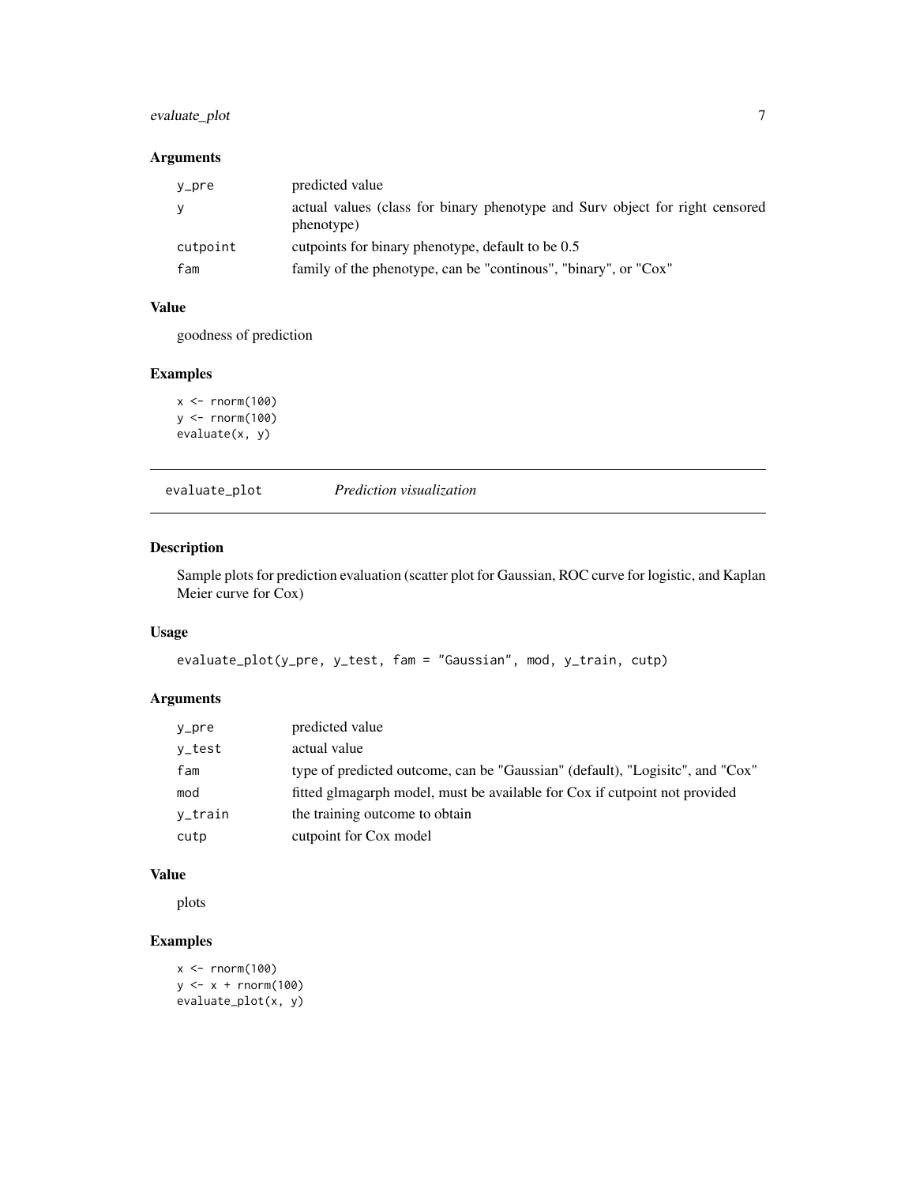### Arguments

| | |
|---|---|
| y_pre | predicted value |
| y | actual values (class for binary phenotype and Surv object for right censored phenotype) |
| cutpoint | cutpoints for binary phenotype, default to be 0.5 |
| fam | family of the phenotype, can be "continous", "binary", or "Cox" |

### Value

goodness of prediction

### Examples

```
x <- rnorm(100)
y <- rnorm(100)
evaluate(x, y)
```

---

## evaluate_plot *Prediction visualization*

---

### Description

Sample plots for prediction evaluation (scatter plot for Gaussian, ROC curve for logistic, and Kaplan Meier curve for Cox)

### Usage

```
evaluate_plot(y_pre, y_test, fam = "Gaussian", mod, y_train, cutp)
```

### Arguments

| | |
|---|---|
| y_pre | predicted value |
| y_test | actual value |
| fam | type of predicted outcome, can be "Gaussian" (default), "Logisitc", and "Cox" |
| mod | fitted glmagarph model, must be available for Cox if cutpoint not provided |
| y_train | the training outcome to obtain |
| cutp | cutpoint for Cox model |

### Value

plots

### Examples

```
x <- rnorm(100)
y <- x + rnorm(100)
evaluate_plot(x, y)
```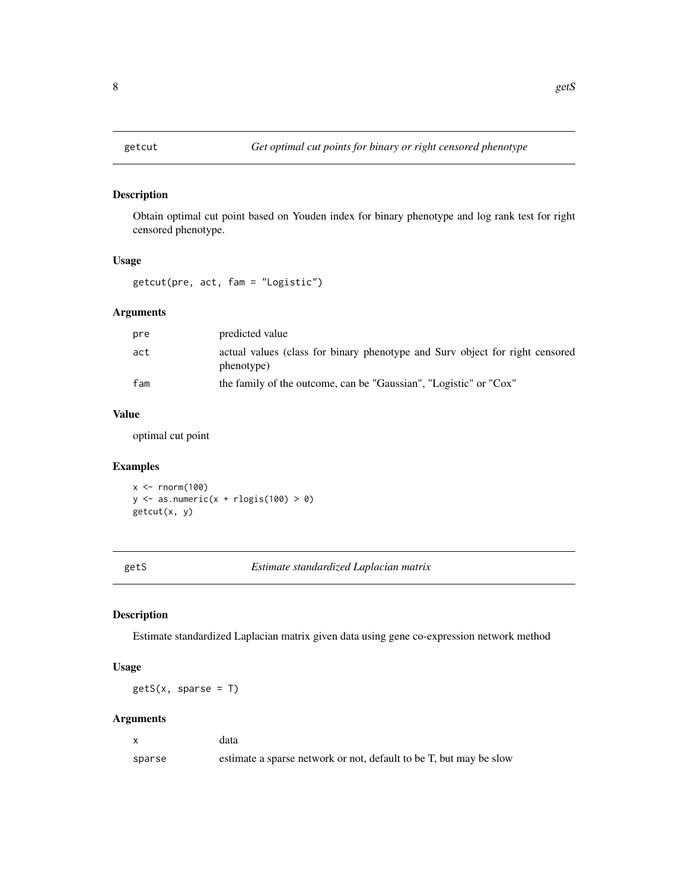## getcut — *Get optimal cut points for binary or right censored phenotype*

### Description

Obtain optimal cut point based on Youden index for binary phenotype and log rank test for right censored phenotype.

### Usage

```
getcut(pre, act, fam = "Logistic")
```

### Arguments

| | |
|---|---|
| pre | predicted value |
| act | actual values (class for binary phenotype and Surv object for right censored phenotype) |
| fam | the family of the outcome, can be "Gaussian", "Logistic" or "Cox" |

### Value

optimal cut point

### Examples

```
x <- rnorm(100)
y <- as.numeric(x + rlogis(100) > 0)
getcut(x, y)
```

## getS — *Estimate standardized Laplacian matrix*

### Description

Estimate standardized Laplacian matrix given data using gene co-expression network method

### Usage

```
getS(x, sparse = T)
```

### Arguments

| | |
|---|---|
| x | data |
| sparse | estimate a sparse network or not, default to be T, but may be slow |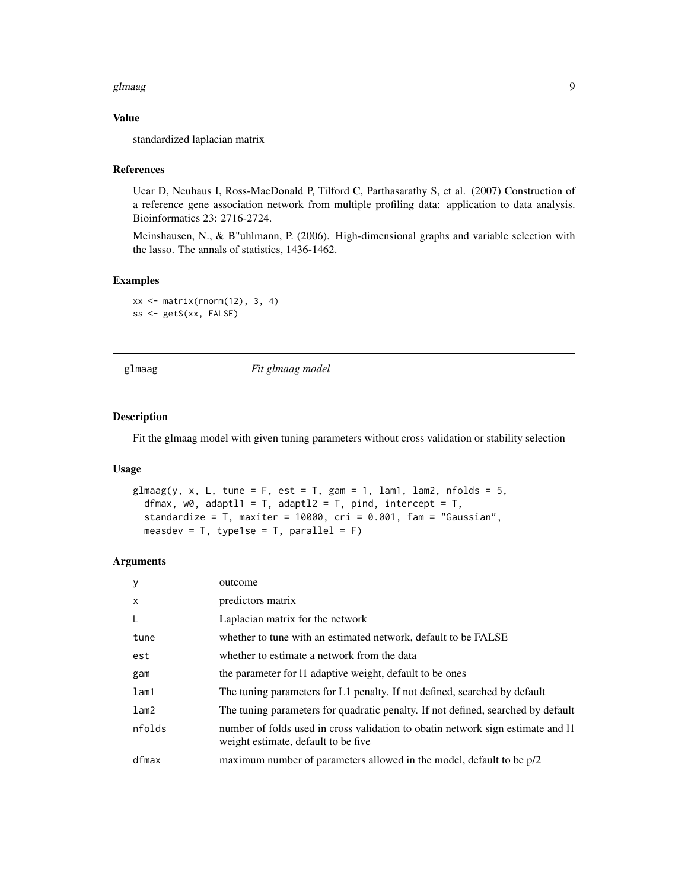## Value

standardized laplacian matrix

## References

Ucar D, Neuhaus I, Ross-MacDonald P, Tilford C, Parthasarathy S, et al. (2007) Construction of a reference gene association network from multiple profiling data: application to data analysis. Bioinformatics 23: 2716-2724.

Meinshausen, N., & B"uhlmann, P. (2006). High-dimensional graphs and variable selection with the lasso. The annals of statistics, 1436-1462.

## Examples

```
xx <- matrix(rnorm(12), 3, 4)
ss <- getS(xx, FALSE)
```

---

# glmaag — *Fit glmaag model*

## Description

Fit the glmaag model with given tuning parameters without cross validation or stability selection

## Usage

```
glmaag(y, x, L, tune = F, est = T, gam = 1, lam1, lam2, nfolds = 5,
  dfmax, w0, adaptl1 = T, adaptl2 = T, pind, intercept = T,
  standardize = T, maxiter = 10000, cri = 0.001, fam = "Gaussian",
  measdev = T, type1se = T, parallel = F)
```

## Arguments

| | |
|---|---|
| y | outcome |
| x | predictors matrix |
| L | Laplacian matrix for the network |
| tune | whether to tune with an estimated network, default to be FALSE |
| est | whether to estimate a network from the data |
| gam | the parameter for l1 adaptive weight, default to be ones |
| lam1 | The tuning parameters for L1 penalty. If not defined, searched by default |
| lam2 | The tuning parameters for quadratic penalty. If not defined, searched by default |
| nfolds | number of folds used in cross validation to obatin network sign estimate and l1 weight estimate, default to be five |
| dfmax | maximum number of parameters allowed in the model, default to be p/2 |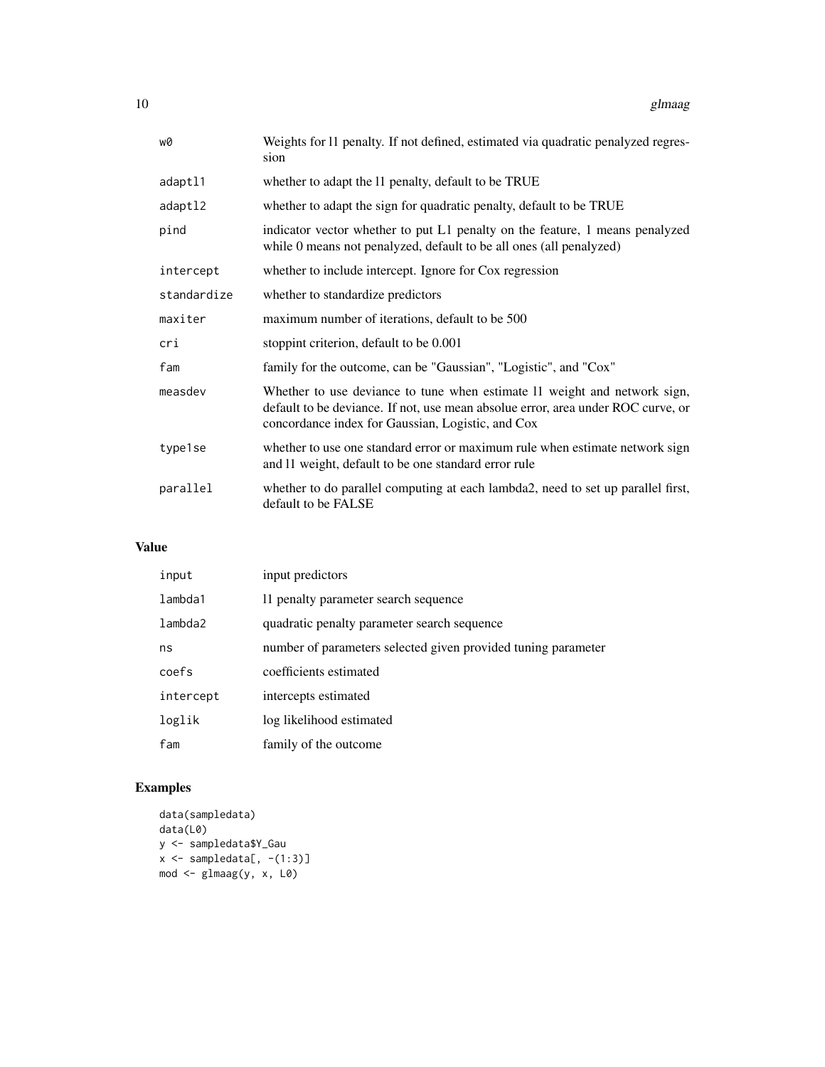| | |
|---|---|
| w0 | Weights for l1 penalty. If not defined, estimated via quadratic penalyzed regression |
| adaptl1 | whether to adapt the l1 penalty, default to be TRUE |
| adaptl2 | whether to adapt the sign for quadratic penalty, default to be TRUE |
| pind | indicator vector whether to put L1 penalty on the feature, 1 means penalyzed while 0 means not penalyzed, default to be all ones (all penalyzed) |
| intercept | whether to include intercept. Ignore for Cox regression |
| standardize | whether to standardize predictors |
| maxiter | maximum number of iterations, default to be 500 |
| cri | stoppint criterion, default to be 0.001 |
| fam | family for the outcome, can be "Gaussian", "Logistic", and "Cox" |
| measdev | Whether to use deviance to tune when estimate l1 weight and network sign, default to be deviance. If not, use mean absolue error, area under ROC curve, or concordance index for Gaussian, Logistic, and Cox |
| type1se | whether to use one standard error or maximum rule when estimate network sign and l1 weight, default to be one standard error rule |
| parallel | whether to do parallel computing at each lambda2, need to set up parallel first, default to be FALSE |

## Value

| | |
|---|---|
| input | input predictors |
| lambda1 | l1 penalty parameter search sequence |
| lambda2 | quadratic penalty parameter search sequence |
| ns | number of parameters selected given provided tuning parameter |
| coefs | coefficients estimated |
| intercept | intercepts estimated |
| loglik | log likelihood estimated |
| fam | family of the outcome |

## Examples

```
data(sampledata)
data(L0)
y <- sampledata$Y_Gau
x <- sampledata[, -(1:3)]
mod <- glmaag(y, x, L0)
```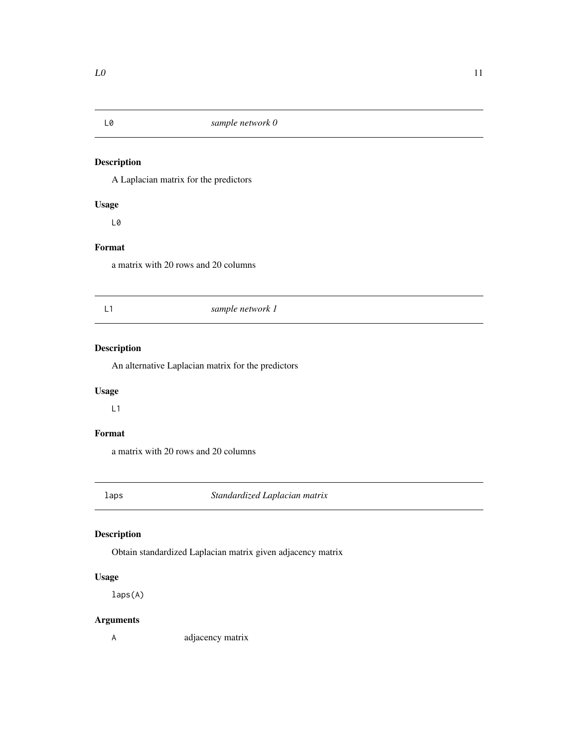## L0 — *sample network 0*

### Description

A Laplacian matrix for the predictors

### Usage

```
L0
```

### Format

a matrix with 20 rows and 20 columns

## L1 — *sample network 1*

### Description

An alternative Laplacian matrix for the predictors

### Usage

```
L1
```

### Format

a matrix with 20 rows and 20 columns

## laps — *Standardized Laplacian matrix*

### Description

Obtain standardized Laplacian matrix given adjacency matrix

### Usage

```
laps(A)
```

### Arguments

| | |
|---|---|
| A | adjacency matrix |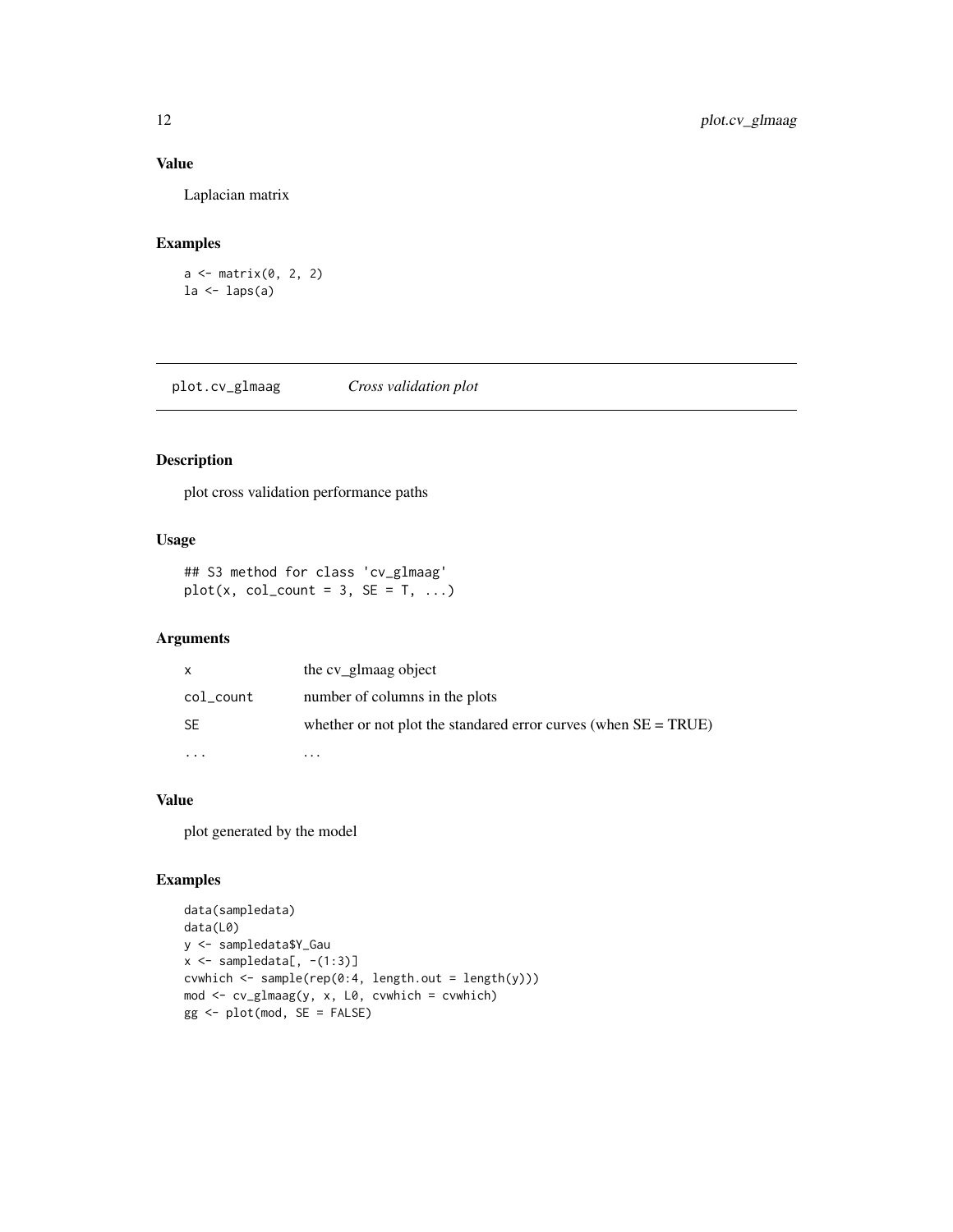## Value

Laplacian matrix

## Examples

```
a <- matrix(0, 2, 2)
la <- laps(a)
```

---

# plot.cv_glmaag *Cross validation plot*

## Description

plot cross validation performance paths

## Usage

```
## S3 method for class 'cv_glmaag'
plot(x, col_count = 3, SE = T, ...)
```

## Arguments

| | |
|---|---|
| x | the cv_glmaag object |
| col_count | number of columns in the plots |
| SE | whether or not plot the standared error curves (when SE = TRUE) |
| ... | ... |

## Value

plot generated by the model

## Examples

```
data(sampledata)
data(L0)
y <- sampledata$Y_Gau
x <- sampledata[, -(1:3)]
cvwhich <- sample(rep(0:4, length.out = length(y)))
mod <- cv_glmaag(y, x, L0, cvwhich = cvwhich)
gg <- plot(mod, SE = FALSE)
```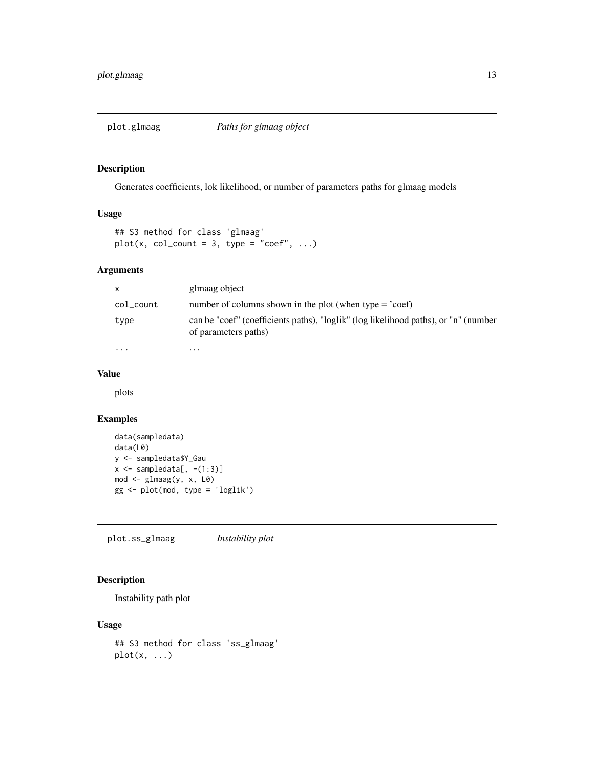## plot.glmaag &nbsp;&nbsp;&nbsp; *Paths for glmaag object*

### Description

Generates coefficients, lok likelihood, or number of parameters paths for glmaag models

### Usage

```
## S3 method for class 'glmaag'
plot(x, col_count = 3, type = "coef", ...)
```

### Arguments

| | |
|---|---|
| x | glmaag object |
| col_count | number of columns shown in the plot (when type = 'coef) |
| type | can be "coef" (coefficients paths), "loglik" (log likelihood paths), or "n" (number of parameters paths) |
| ... | ... |

### Value

plots

### Examples

```
data(sampledata)
data(L0)
y <- sampledata$Y_Gau
x <- sampledata[, -(1:3)]
mod <- glmaag(y, x, L0)
gg <- plot(mod, type = 'loglik')
```

## plot.ss_glmaag &nbsp;&nbsp;&nbsp; *Instability plot*

### Description

Instability path plot

### Usage

```
## S3 method for class 'ss_glmaag'
plot(x, ...)
```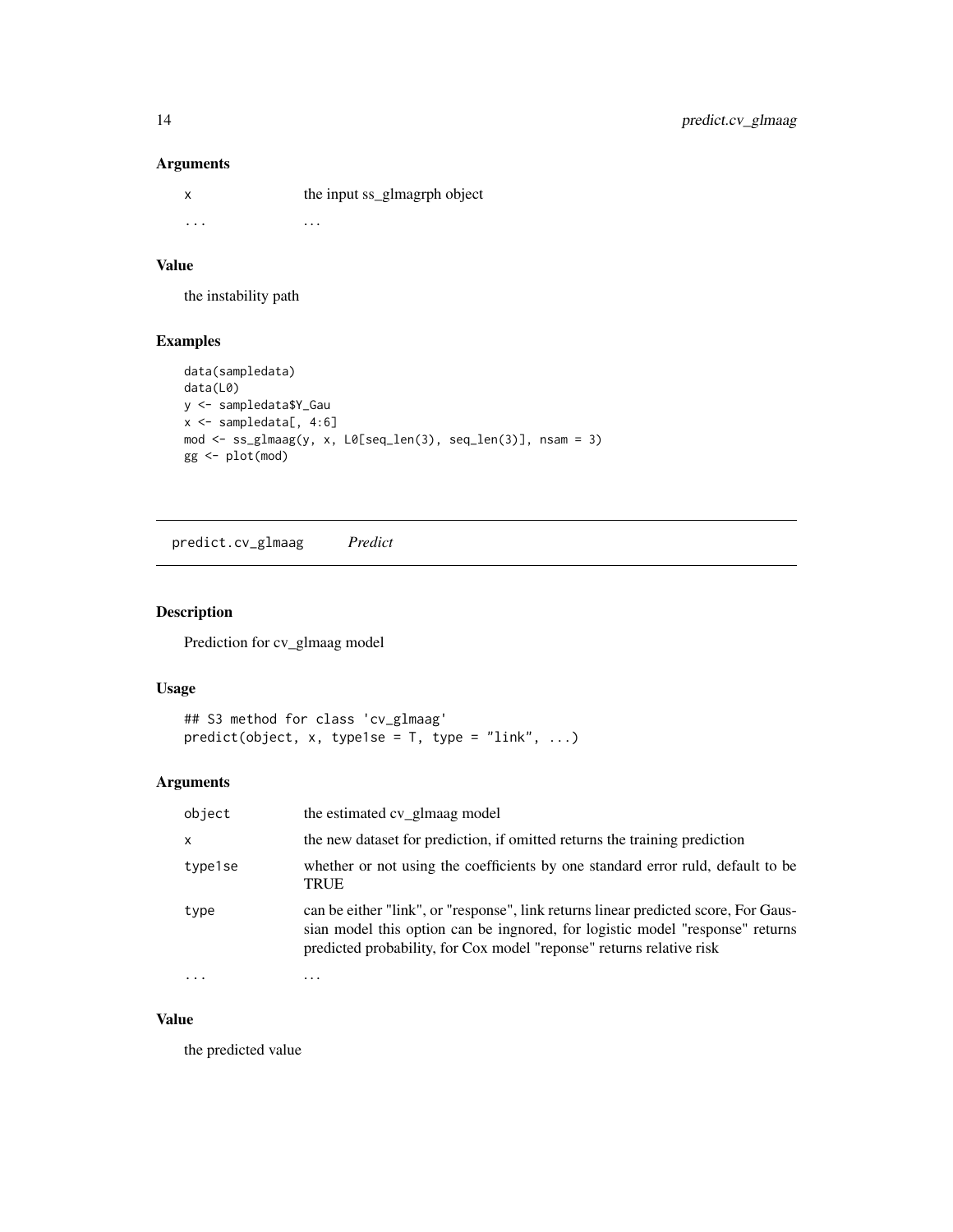## Arguments

| | |
|---|---|
| x | the input ss_glmagrph object |
| ... | ... |

## Value

the instability path

## Examples

```
data(sampledata)
data(L0)
y <- sampledata$Y_Gau
x <- sampledata[, 4:6]
mod <- ss_glmaag(y, x, L0[seq_len(3), seq_len(3)], nsam = 3)
gg <- plot(mod)
```

---

# predict.cv_glmaag *Predict*

## Description

Prediction for cv_glmaag model

## Usage

```
## S3 method for class 'cv_glmaag'
predict(object, x, type1se = T, type = "link", ...)
```

## Arguments

| | |
|---|---|
| object | the estimated cv_glmaag model |
| x | the new dataset for prediction, if omitted returns the training prediction |
| type1se | whether or not using the coefficients by one standard error ruld, default to be TRUE |
| type | can be either "link", or "response", link returns linear predicted score, For Gaussian model this option can be ingnored, for logistic model "response" returns predicted probability, for Cox model "reponse" returns relative risk |
| ... | ... |

## Value

the predicted value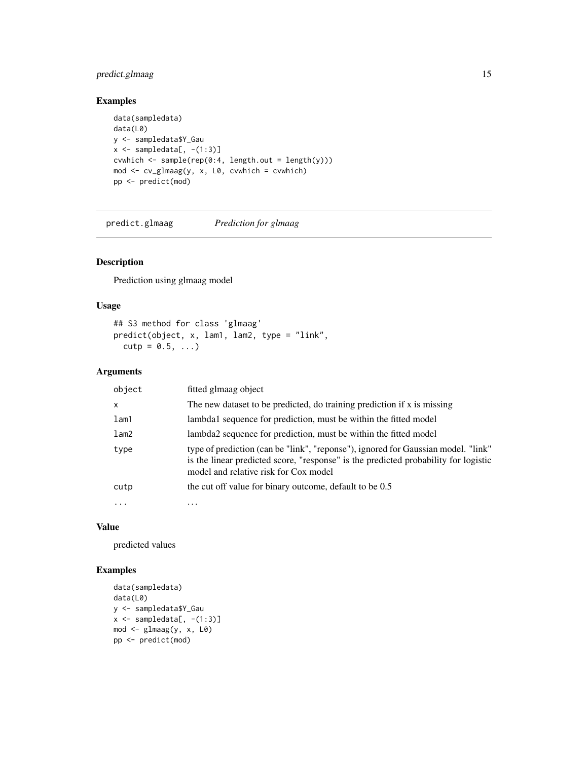## Examples

```
data(sampledata)
data(L0)
y <- sampledata$Y_Gau
x <- sampledata[, -(1:3)]
cvwhich <- sample(rep(0:4, length.out = length(y)))
mod <- cv_glmaag(y, x, L0, cvwhich = cvwhich)
pp <- predict(mod)
```

---

# predict.glmaag *Prediction for glmaag*

## Description

Prediction using glmaag model

## Usage

```
## S3 method for class 'glmaag'
predict(object, x, lam1, lam2, type = "link",
  cutp = 0.5, ...)
```

## Arguments

| | |
|---|---|
| object | fitted glmaag object |
| x | The new dataset to be predicted, do training prediction if x is missing |
| lam1 | lambda1 sequence for prediction, must be within the fitted model |
| lam2 | lambda2 sequence for prediction, must be within the fitted model |
| type | type of prediction (can be "link", "reponse"), ignored for Gaussian model. "link" is the linear predicted score, "response" is the predicted probability for logistic model and relative risk for Cox model |
| cutp | the cut off value for binary outcome, default to be 0.5 |
| ... | ... |

## Value

predicted values

## Examples

```
data(sampledata)
data(L0)
y <- sampledata$Y_Gau
x <- sampledata[, -(1:3)]
mod <- glmaag(y, x, L0)
pp <- predict(mod)
```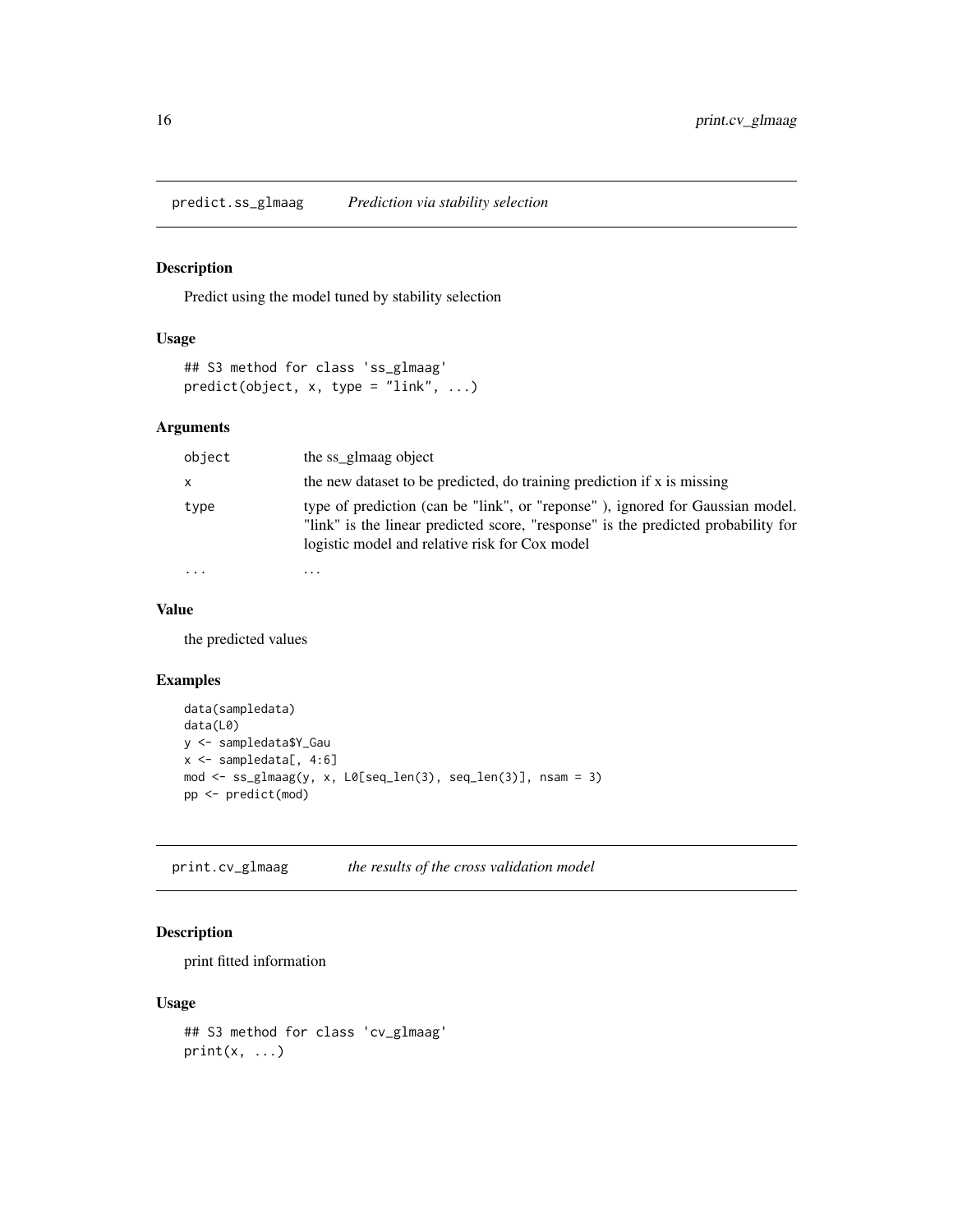## predict.ss_glmaag — *Prediction via stability selection*

### Description

Predict using the model tuned by stability selection

### Usage

```
## S3 method for class 'ss_glmaag'
predict(object, x, type = "link", ...)
```

### Arguments

| | |
|---|---|
| object | the ss_glmaag object |
| x | the new dataset to be predicted, do training prediction if x is missing |
| type | type of prediction (can be "link", or "reponse" ), ignored for Gaussian model. "link" is the linear predicted score, "response" is the predicted probability for logistic model and relative risk for Cox model |
| ... | ... |

### Value

the predicted values

### Examples

```
data(sampledata)
data(L0)
y <- sampledata$Y_Gau
x <- sampledata[, 4:6]
mod <- ss_glmaag(y, x, L0[seq_len(3), seq_len(3)], nsam = 3)
pp <- predict(mod)
```

## print.cv_glmaag — *the results of the cross validation model*

### Description

print fitted information

### Usage

```
## S3 method for class 'cv_glmaag'
print(x, ...)
```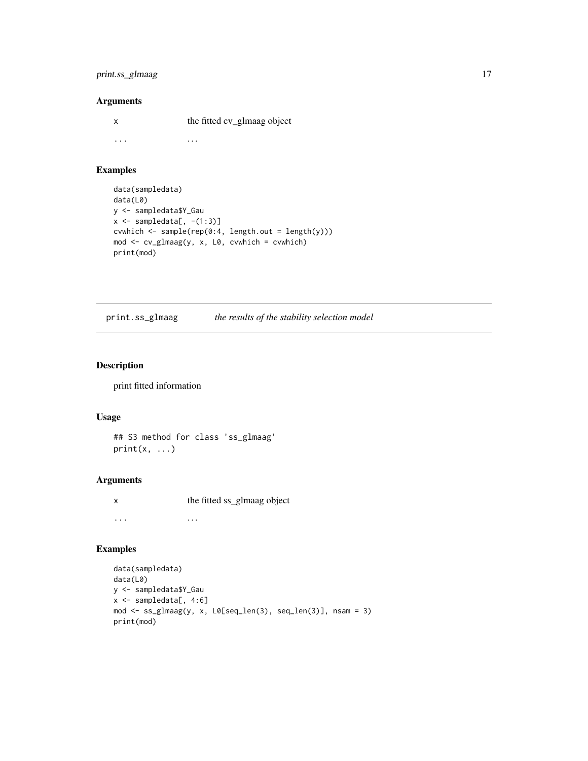## Arguments

| | |
|---|---|
| x | the fitted cv_glmaag object |
| ... | ... |

## Examples

```
data(sampledata)
data(L0)
y <- sampledata$Y_Gau
x <- sampledata[, -(1:3)]
cvwhich <- sample(rep(0:4, length.out = length(y)))
mod <- cv_glmaag(y, x, L0, cvwhich = cvwhich)
print(mod)
```

---

# print.ss_glmaag *the results of the stability selection model*

## Description

print fitted information

## Usage

```
## S3 method for class 'ss_glmaag'
print(x, ...)
```

## Arguments

| | |
|---|---|
| x | the fitted ss_glmaag object |
| ... | ... |

## Examples

```
data(sampledata)
data(L0)
y <- sampledata$Y_Gau
x <- sampledata[, 4:6]
mod <- ss_glmaag(y, x, L0[seq_len(3), seq_len(3)], nsam = 3)
print(mod)
```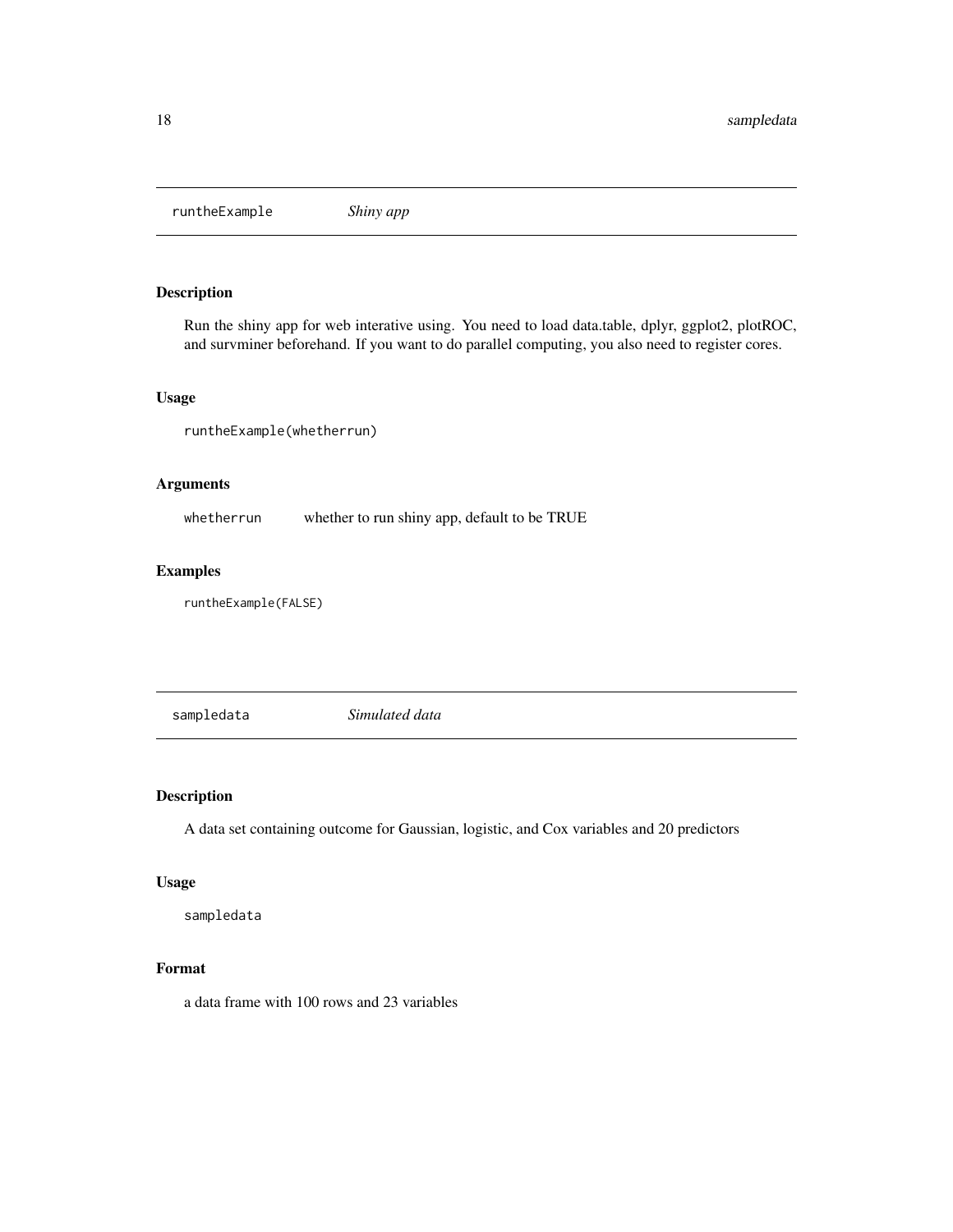## runtheExample — *Shiny app*

### Description

Run the shiny app for web interative using. You need to load data.table, dplyr, ggplot2, plotROC, and survminer beforehand. If you want to do parallel computing, you also need to register cores.

### Usage

```
runtheExample(whetherrun)
```

### Arguments

| | |
|---|---|
| whetherrun | whether to run shiny app, default to be TRUE |

### Examples

```
runtheExample(FALSE)
```

## sampledata — *Simulated data*

### Description

A data set containing outcome for Gaussian, logistic, and Cox variables and 20 predictors

### Usage

```
sampledata
```

### Format

a data frame with 100 rows and 23 variables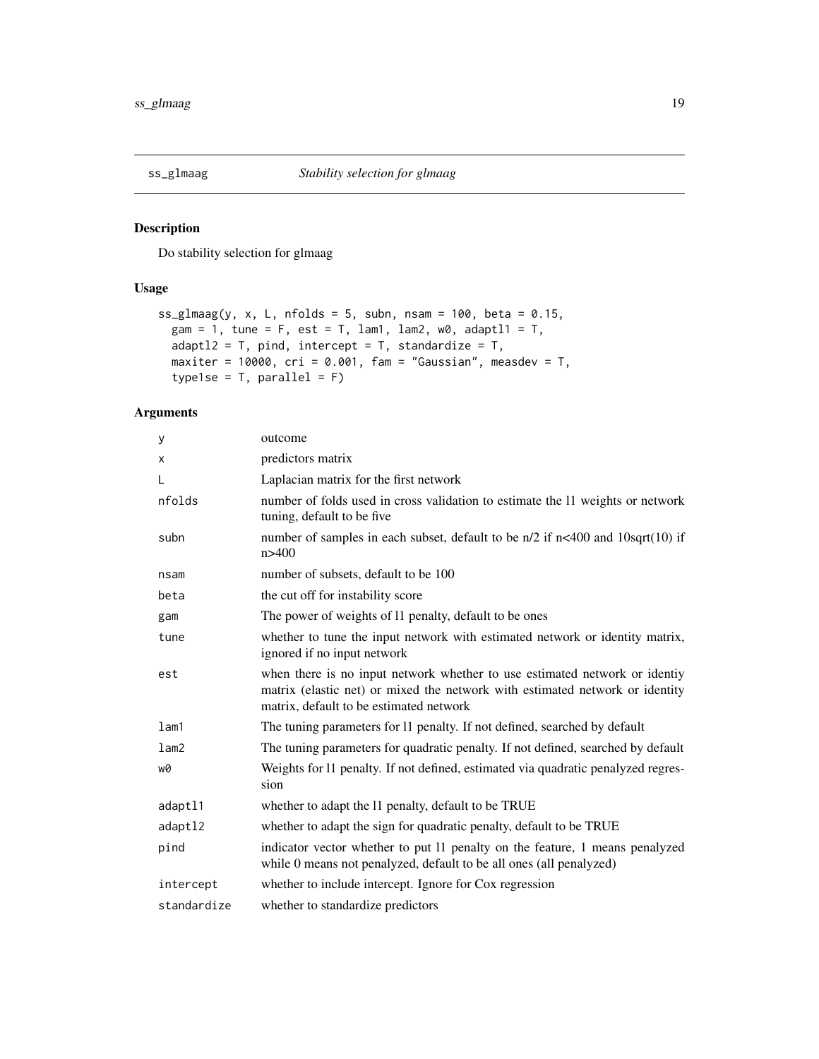# ss_glmaag — *Stability selection for glmaag*

## Description

Do stability selection for glmaag

## Usage

```
ss_glmaag(y, x, L, nfolds = 5, subn, nsam = 100, beta = 0.15,
  gam = 1, tune = F, est = T, lam1, lam2, w0, adaptl1 = T,
  adaptl2 = T, pind, intercept = T, standardize = T,
  maxiter = 10000, cri = 0.001, fam = "Gaussian", measdev = T,
  type1se = T, parallel = F)
```

## Arguments

| | |
|---|---|
| y | outcome |
| x | predictors matrix |
| L | Laplacian matrix for the first network |
| nfolds | number of folds used in cross validation to estimate the l1 weights or network tuning, default to be five |
| subn | number of samples in each subset, default to be n/2 if n<400 and 10sqrt(10) if n>400 |
| nsam | number of subsets, default to be 100 |
| beta | the cut off for instability score |
| gam | The power of weights of l1 penalty, default to be ones |
| tune | whether to tune the input network with estimated network or identity matrix, ignored if no input network |
| est | when there is no input network whether to use estimated network or identiy matrix (elastic net) or mixed the network with estimated network or identity matrix, default to be estimated network |
| lam1 | The tuning parameters for l1 penalty. If not defined, searched by default |
| lam2 | The tuning parameters for quadratic penalty. If not defined, searched by default |
| w0 | Weights for l1 penalty. If not defined, estimated via quadratic penalized regression |
| adaptl1 | whether to adapt the l1 penalty, default to be TRUE |
| adaptl2 | whether to adapt the sign for quadratic penalty, default to be TRUE |
| pind | indicator vector whether to put l1 penalty on the feature, 1 means penalyzed while 0 means not penalyzed, default to be all ones (all penalyzed) |
| intercept | whether to include intercept. Ignore for Cox regression |
| standardize | whether to standardize predictors |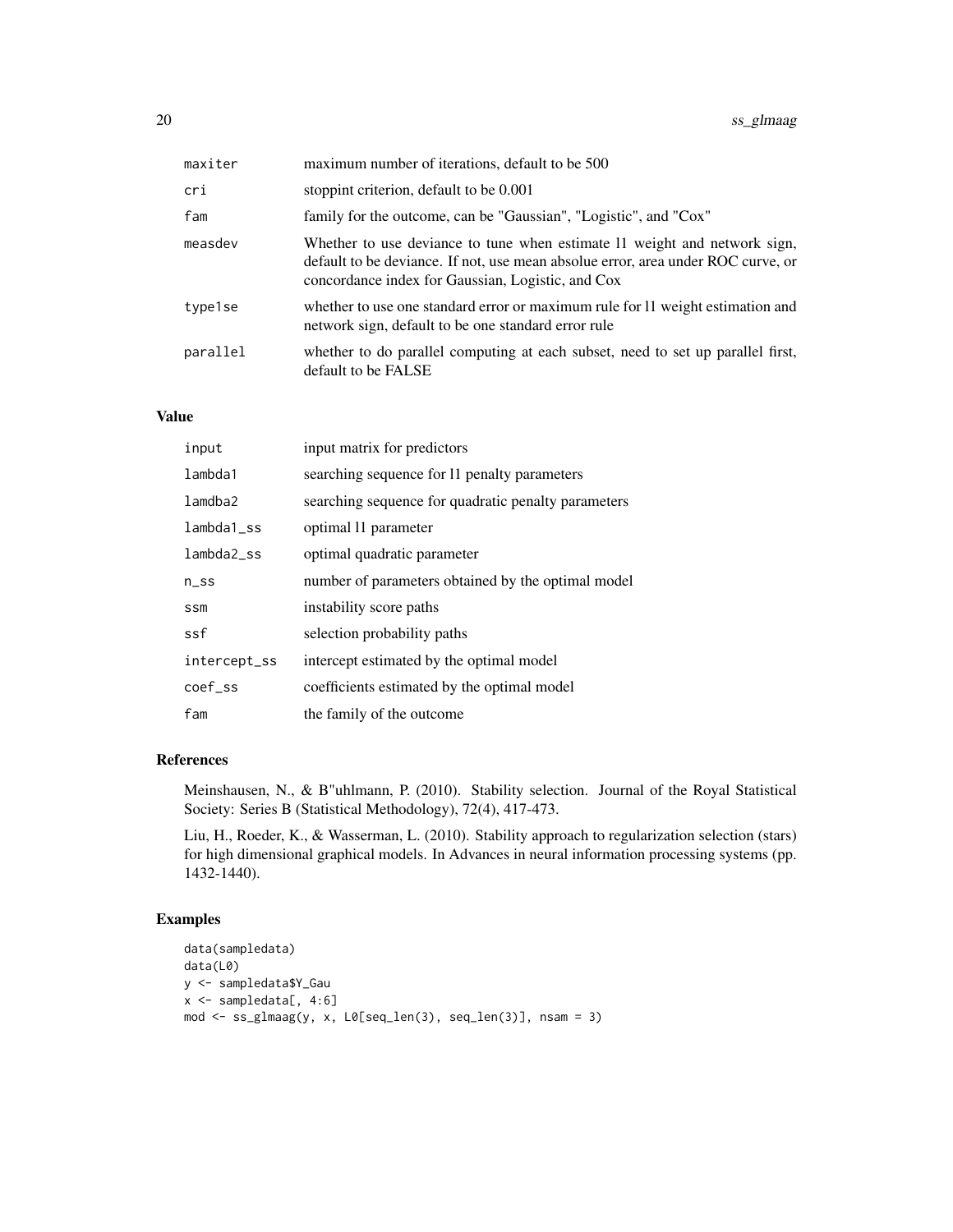| | |
|---|---|
| maxiter | maximum number of iterations, default to be 500 |
| cri | stoppint criterion, default to be 0.001 |
| fam | family for the outcome, can be "Gaussian", "Logistic", and "Cox" |
| measdev | Whether to use deviance to tune when estimate l1 weight and network sign, default to be deviance. If not, use mean absolue error, area under ROC curve, or concordance index for Gaussian, Logistic, and Cox |
| type1se | whether to use one standard error or maximum rule for l1 weight estimation and network sign, default to be one standard error rule |
| parallel | whether to do parallel computing at each subset, need to set up parallel first, default to be FALSE |

## Value

| | |
|---|---|
| input | input matrix for predictors |
| lambda1 | searching sequence for l1 penalty parameters |
| lamdba2 | searching sequence for quadratic penalty parameters |
| lambda1_ss | optimal l1 parameter |
| lambda2_ss | optimal quadratic parameter |
| n_ss | number of parameters obtained by the optimal model |
| ssm | instability score paths |
| ssf | selection probability paths |
| intercept_ss | intercept estimated by the optimal model |
| coef_ss | coefficients estimated by the optimal model |
| fam | the family of the outcome |

## References

Meinshausen, N., & B"uhlmann, P. (2010). Stability selection. Journal of the Royal Statistical Society: Series B (Statistical Methodology), 72(4), 417-473.

Liu, H., Roeder, K., & Wasserman, L. (2010). Stability approach to regularization selection (stars) for high dimensional graphical models. In Advances in neural information processing systems (pp. 1432-1440).

## Examples

```
data(sampledata)
data(L0)
y <- sampledata$Y_Gau
x <- sampledata[, 4:6]
mod <- ss_glmaag(y, x, L0[seq_len(3), seq_len(3)], nsam = 3)
```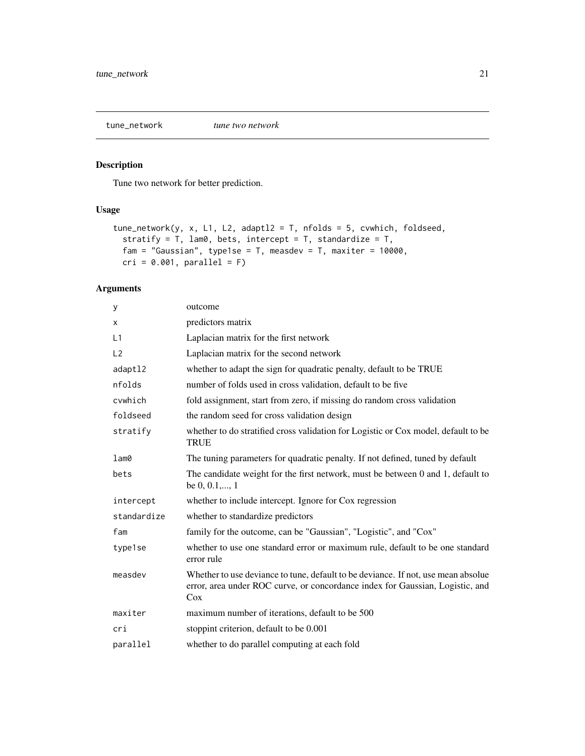## tune_network *tune two network*

### Description

Tune two network for better prediction.

### Usage

```
tune_network(y, x, L1, L2, adaptl2 = T, nfolds = 5, cvwhich, foldseed,
  stratify = T, lam0, bets, intercept = T, standardize = T,
  fam = "Gaussian", type1se = T, measdev = T, maxiter = 10000,
  cri = 0.001, parallel = F)
```

### Arguments

| | |
|---|---|
| `y` | outcome |
| `x` | predictors matrix |
| `L1` | Laplacian matrix for the first network |
| `L2` | Laplacian matrix for the second network |
| `adaptl2` | whether to adapt the sign for quadratic penalty, default to be TRUE |
| `nfolds` | number of folds used in cross validation, default to be five |
| `cvwhich` | fold assignment, start from zero, if missing do random cross validation |
| `foldseed` | the random seed for cross validation design |
| `stratify` | whether to do stratified cross validation for Logistic or Cox model, default to be TRUE |
| `lam0` | The tuning parameters for quadratic penalty. If not defined, tuned by default |
| `bets` | The candidate weight for the first network, must be between 0 and 1, default to be 0, 0.1,..., 1 |
| `intercept` | whether to include intercept. Ignore for Cox regression |
| `standardize` | whether to standardize predictors |
| `fam` | family for the outcome, can be "Gaussian", "Logistic", and "Cox" |
| `type1se` | whether to use one standard error or maximum rule, default to be one standard error rule |
| `measdev` | Whether to use deviance to tune, default to be deviance. If not, use mean absolue error, area under ROC curve, or concordance index for Gaussian, Logistic, and Cox |
| `maxiter` | maximum number of iterations, default to be 500 |
| `cri` | stoppint criterion, default to be 0.001 |
| `parallel` | whether to do parallel computing at each fold |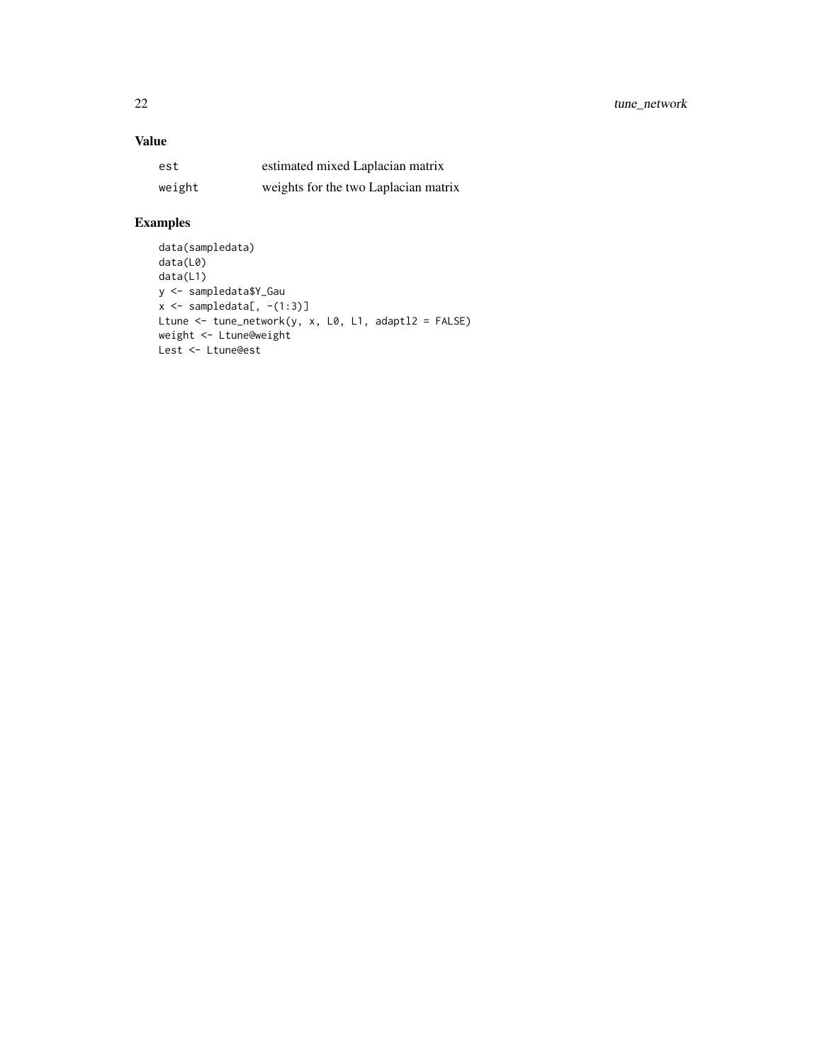## Value

| | |
|---|---|
| `est` | estimated mixed Laplacian matrix |
| `weight` | weights for the two Laplacian matrix |

## Examples

```
data(sampledata)
data(L0)
data(L1)
y <- sampledata$Y_Gau
x <- sampledata[, -(1:3)]
Ltune <- tune_network(y, x, L0, L1, adaptl2 = FALSE)
weight <- Ltune@weight
Lest <- Ltune@est
```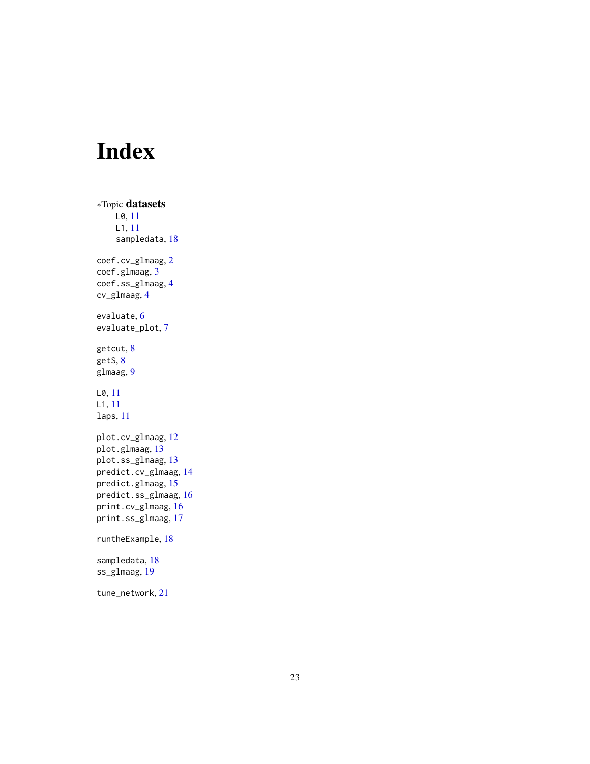# Index

∗Topic **datasets**

L0, 11
L1, 11
sampledata, 18

coef.cv_glmaag, 2
coef.glmaag, 3
coef.ss_glmaag, 4
cv_glmaag, 4

evaluate, 6
evaluate_plot, 7

getcut, 8
getS, 8
glmaag, 9

L0, 11
L1, 11
laps, 11

plot.cv_glmaag, 12
plot.glmaag, 13
plot.ss_glmaag, 13
predict.cv_glmaag, 14
predict.glmaag, 15
predict.ss_glmaag, 16
print.cv_glmaag, 16
print.ss_glmaag, 17

runtheExample, 18

sampledata, 18
ss_glmaag, 19

tune_network, 21